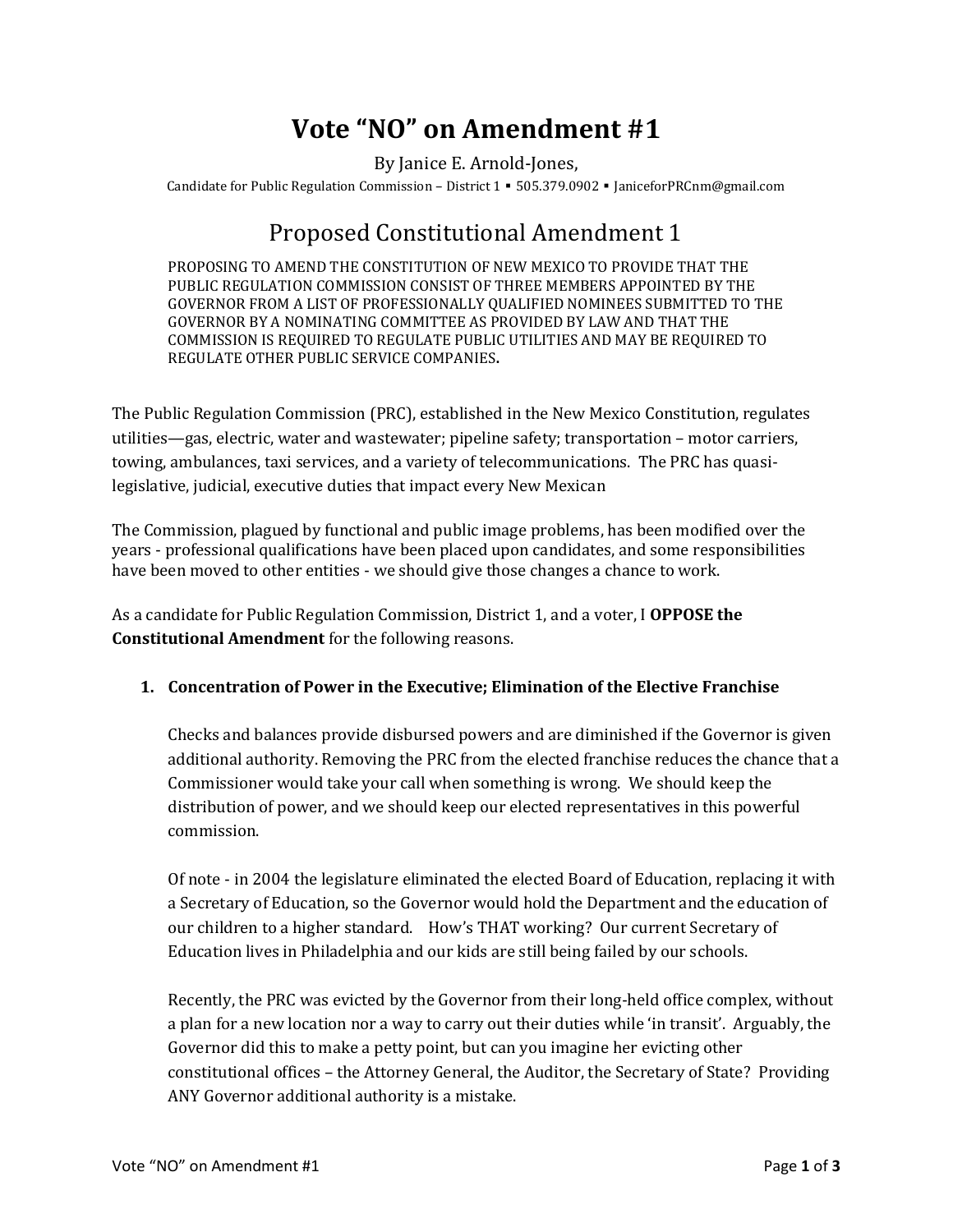# Vote "NO" on Amendment #1

By Janice E. Arnold-Jones,

Candidate for Public Regulation Commission – District 1 ▪ 505.379.0902 ▪ JaniceforPRCnm@gmail.com

## Proposed Constitutional Amendment 1

PROPOSING TO AMEND THE CONSTITUTION OF NEW MEXICO TO PROVIDE THAT THE PUBLIC REGULATION COMMISSION CONSIST OF THREE MEMBERS APPOINTED BY THE GOVERNOR FROM A LIST OF PROFESSIONALLY QUALIFIED NOMINEES SUBMITTED TO THE GOVERNOR BY A NOMINATING COMMITTEE AS PROVIDED BY LAW AND THAT THE COMMISSION IS REQUIRED TO REGULATE PUBLIC UTILITIES AND MAY BE REQUIRED TO REGULATE OTHER PUBLIC SERVICE COMPANIES**.**

The Public Regulation Commission (PRC), established in the New Mexico Constitution, regulates utilities—gas, electric, water and wastewater; pipeline safety; transportation – motor carriers, towing, ambulances, taxi services, and a variety of telecommunications. The PRC has quasi-legislative, judicial, executive duties that impact every New Mexican

The Commission, plagued by functional and public image problems, has been modified over the years - professional qualifications have been placed upon candidates, and some responsibilities have been moved to other entities - we should give those changes a chance to work.

As a candidate for Public Regulation Commission, District 1, and a voter, I **OPPOSE the Constitutional Amendment** for the following reasons.

1. **Concentration of Power in the Executive; Elimination of the Elective Franchise**

   Checks and balances provide disbursed powers and are diminished if the Governor is given additional authority. Removing the PRC from the elected franchise reduces the chance that a Commissioner would take your call when something is wrong. We should keep the distribution of power, and we should keep our elected representatives in this powerful commission.

   Of note - in 2004 the legislature eliminated the elected Board of Education, replacing it with a Secretary of Education, so the Governor would hold the Department and the education of our children to a higher standard. How's THAT working? Our current Secretary of Education lives in Philadelphia and our kids are still being failed by our schools.

   Recently, the PRC was evicted by the Governor from their long-held office complex, without a plan for a new location nor a way to carry out their duties while 'in transit'. Arguably, the Governor did this to make a petty point, but can you imagine her evicting other constitutional offices – the Attorney General, the Auditor, the Secretary of State? Providing ANY Governor additional authority is a mistake.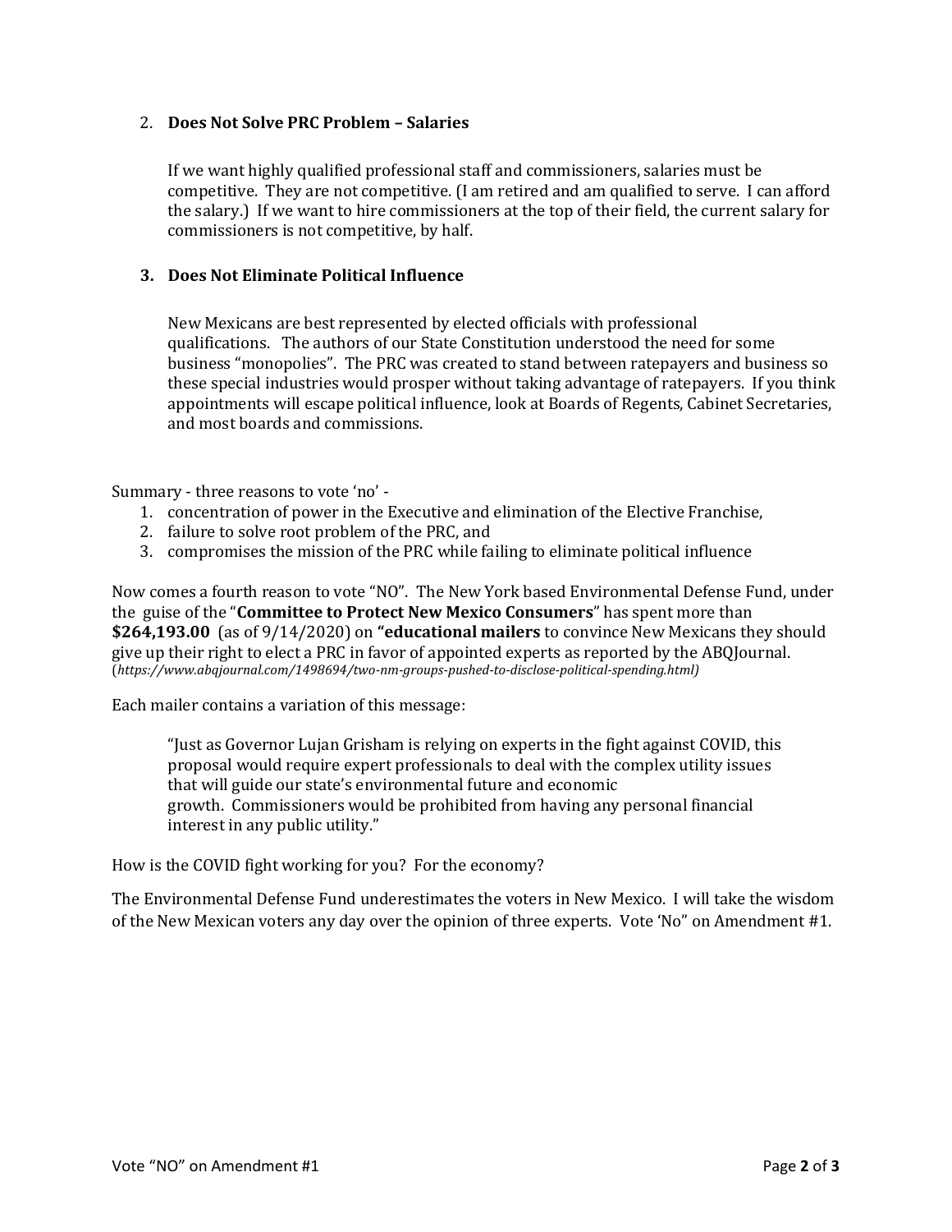2. **Does Not Solve PRC Problem – Salaries**

   If we want highly qualified professional staff and commissioners, salaries must be competitive. They are not competitive. (I am retired and am qualified to serve. I can afford the salary.) If we want to hire commissioners at the top of their field, the current salary for commissioners is not competitive, by half.

3. **Does Not Eliminate Political Influence**

   New Mexicans are best represented by elected officials with professional qualifications. The authors of our State Constitution understood the need for some business "monopolies". The PRC was created to stand between ratepayers and business so these special industries would prosper without taking advantage of ratepayers. If you think appointments will escape political influence, look at Boards of Regents, Cabinet Secretaries, and most boards and commissions.

Summary - three reasons to vote 'no' -

1. concentration of power in the Executive and elimination of the Elective Franchise,
2. failure to solve root problem of the PRC, and
3. compromises the mission of the PRC while failing to eliminate political influence

Now comes a fourth reason to vote "NO". The New York based Environmental Defense Fund, under the guise of the "**Committee to Protect New Mexico Consumers**" has spent more than **$264,193.00** (as of 9/14/2020) on **"educational mailers** to convince New Mexicans they should give up their right to elect a PRC in favor of appointed experts as reported by the ABQJournal. (*https://www.abqjournal.com/1498694/two-nm-groups-pushed-to-disclose-political-spending.html)*

Each mailer contains a variation of this message:

> "Just as Governor Lujan Grisham is relying on experts in the fight against COVID, this proposal would require expert professionals to deal with the complex utility issues that will guide our state's environmental future and economic growth. Commissioners would be prohibited from having any personal financial interest in any public utility."

How is the COVID fight working for you? For the economy?

The Environmental Defense Fund underestimates the voters in New Mexico. I will take the wisdom of the New Mexican voters any day over the opinion of three experts. Vote 'No" on Amendment #1.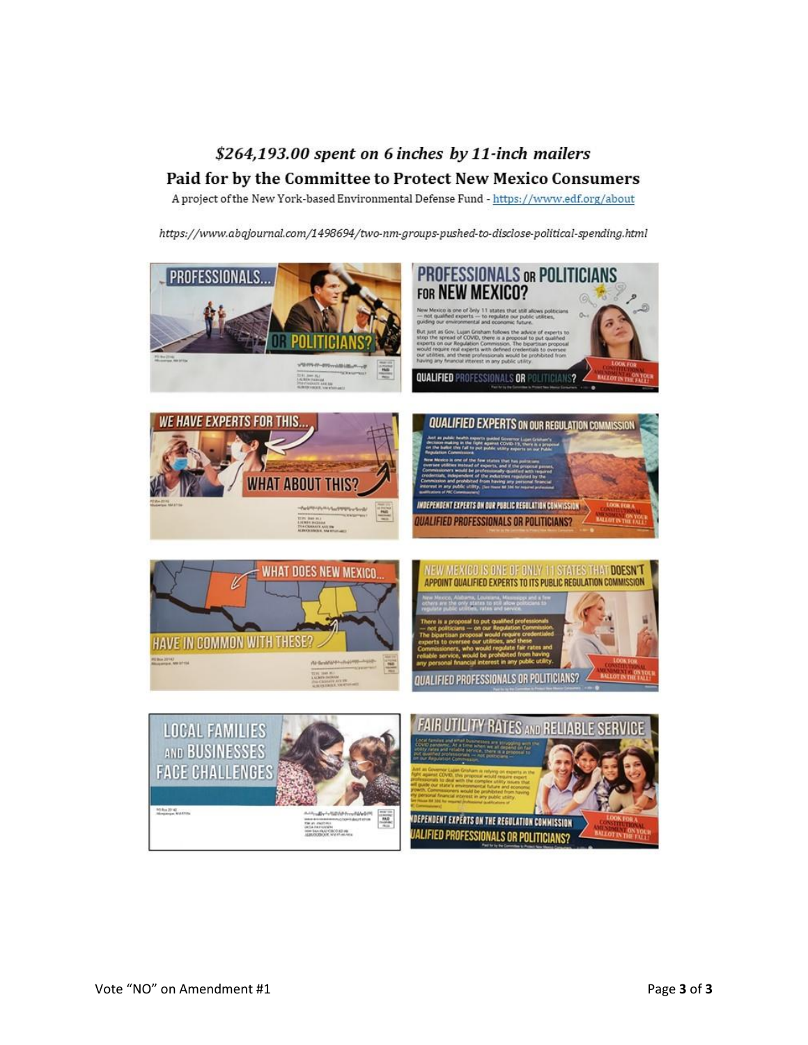***$264,193.00 spent on 6 inches by 11-inch mailers***

**Paid for by the Committee to Protect New Mexico Consumers**

A project of the New York-based Environmental Defense Fund - https://www.edf.org/about

*https://www.abqjournal.com/1498694/two-nm-groups-pushed-to-disclose-political-spending.html*

PROFESSIONALS... OR POLITICIANS?

PROFESSIONALS OR POLITICIANS FOR NEW MEXICO?

New Mexico is one of only 11 states that still allows politicians — not qualified experts — to regulate our public utilities, guiding our environmental and economic future.

But just as Gov. Lujan Grisham follows the advice of experts to stop the spread of COVID, there is a proposal to put qualified experts on our Regulation Commission. The bipartisan proposal would require real experts with defined credentials to oversee our utilities, and these professionals would be prohibited from having any financial interest in any public utility.

QUALIFIED PROFESSIONALS OR POLITICIANS?

LOOK FOR CONSTITUTIONAL AMENDMENT #1 ON YOUR BALLOT IN THE FALL!

WE HAVE EXPERTS FOR THIS... WHAT ABOUT THIS?

QUALIFIED EXPERTS ON OUR REGULATION COMMISSION

INDEPENDENT EXPERTS ON OUR PUBLIC REGULATION COMMISSION

QUALIFIED PROFESSIONALS OR POLITICIANS?

LOOK FOR A CONSTITUTIONAL AMENDMENT #1 ON YOUR BALLOT IN THE FALL!

WHAT DOES NEW MEXICO... HAVE IN COMMON WITH THESE?

NEW MEXICO IS ONE OF ONLY 11 STATES THAT DOESN'T APPOINT QUALIFIED EXPERTS TO ITS PUBLIC REGULATION COMMISSION

New Mexico, Alabama, Louisiana, Mississippi and a few others are the only states to still allow politicians to regulate public utilities, rates and service.

There is a proposal to put qualified professionals — not politicians — on our Regulation Commission. The bipartisan proposal would require credentialed experts to oversee our utilities, and these Commissioners, who would regulate fair rates and reliable service, would be prohibited from having any personal financial interest in any public utility.

QUALIFIED PROFESSIONALS OR POLITICIANS?

LOOK FOR CONSTITUTIONAL AMENDMENT #1 ON YOUR BALLOT IN THE FALL!

LOCAL FAMILIES AND BUSINESSES FACE CHALLENGES

FAIR UTILITY RATES AND RELIABLE SERVICE

INDEPENDENT EXPERTS ON THE REGULATION COMMISSION

QUALIFIED PROFESSIONALS OR POLITICIANS?

LOOK FOR A CONSTITUTIONAL AMENDMENT #1 ON YOUR BALLOT IN THE FALL!